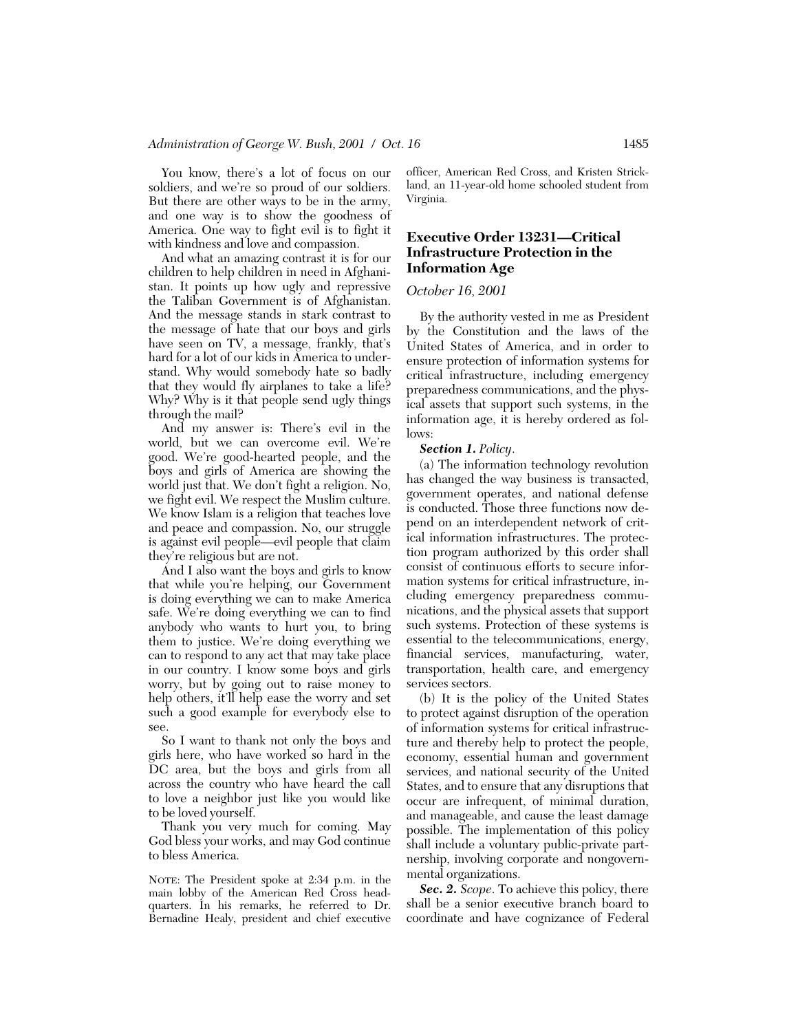You know, there's a lot of focus on our soldiers, and we're so proud of our soldiers. But there are other ways to be in the army, and one way is to show the goodness of America. One way to fight evil is to fight it with kindness and love and compassion.

And what an amazing contrast it is for our children to help children in need in Afghanistan. It points up how ugly and repressive the Taliban Government is of Afghanistan. And the message stands in stark contrast to the message of hate that our boys and girls have seen on TV, a message, frankly, that's hard for a lot of our kids in America to understand. Why would somebody hate so badly that they would fly airplanes to take a life? Why? Why is it that people send ugly things through the mail?

And my answer is: There's evil in the world, but we can overcome evil. We're good. We're good-hearted people, and the boys and girls of America are showing the world just that. We don't fight a religion. No, we fight evil. We respect the Muslim culture. We know Islam is a religion that teaches love and peace and compassion. No, our struggle is against evil people—evil people that claim they're religious but are not.

And I also want the boys and girls to know that while you're helping, our Government is doing everything we can to make America safe. We're doing everything we can to find anybody who wants to hurt you, to bring them to justice. We're doing everything we can to respond to any act that may take place in our country. I know some boys and girls worry, but by going out to raise money to help others, it'll help ease the worry and set such a good example for everybody else to see.

So I want to thank not only the boys and girls here, who have worked so hard in the DC area, but the boys and girls from all across the country who have heard the call to love a neighbor just like you would like to be loved yourself.

Thank you very much for coming. May God bless your works, and may God continue to bless America.

NOTE: The President spoke at 2:34 p.m. in the main lobby of the American Red Cross headquarters. In his remarks, he referred to Dr. Bernadine Healy, president and chief executive officer, American Red Cross, and Kristen Strickland, an 11-year-old home schooled student from Virginia.

## Executive Order 13231—Critical Infrastructure Protection in the Information Age

*October 16, 2001*

By the authority vested in me as President by the Constitution and the laws of the United States of America, and in order to ensure protection of information systems for critical infrastructure, including emergency preparedness communications, and the physical assets that support such systems, in the information age, it is hereby ordered as follows:

***Section 1.*** *Policy*.

(a) The information technology revolution has changed the way business is transacted, government operates, and national defense is conducted. Those three functions now depend on an interdependent network of critical information infrastructures. The protection program authorized by this order shall consist of continuous efforts to secure information systems for critical infrastructure, including emergency preparedness communications, and the physical assets that support such systems. Protection of these systems is essential to the telecommunications, energy, financial services, manufacturing, water, transportation, health care, and emergency services sectors.

(b) It is the policy of the United States to protect against disruption of the operation of information systems for critical infrastructure and thereby help to protect the people, economy, essential human and government services, and national security of the United States, and to ensure that any disruptions that occur are infrequent, of minimal duration, and manageable, and cause the least damage possible. The implementation of this policy shall include a voluntary public-private partnership, involving corporate and nongovernmental organizations.

***Sec. 2.*** *Scope*. To achieve this policy, there shall be a senior executive branch board to coordinate and have cognizance of Federal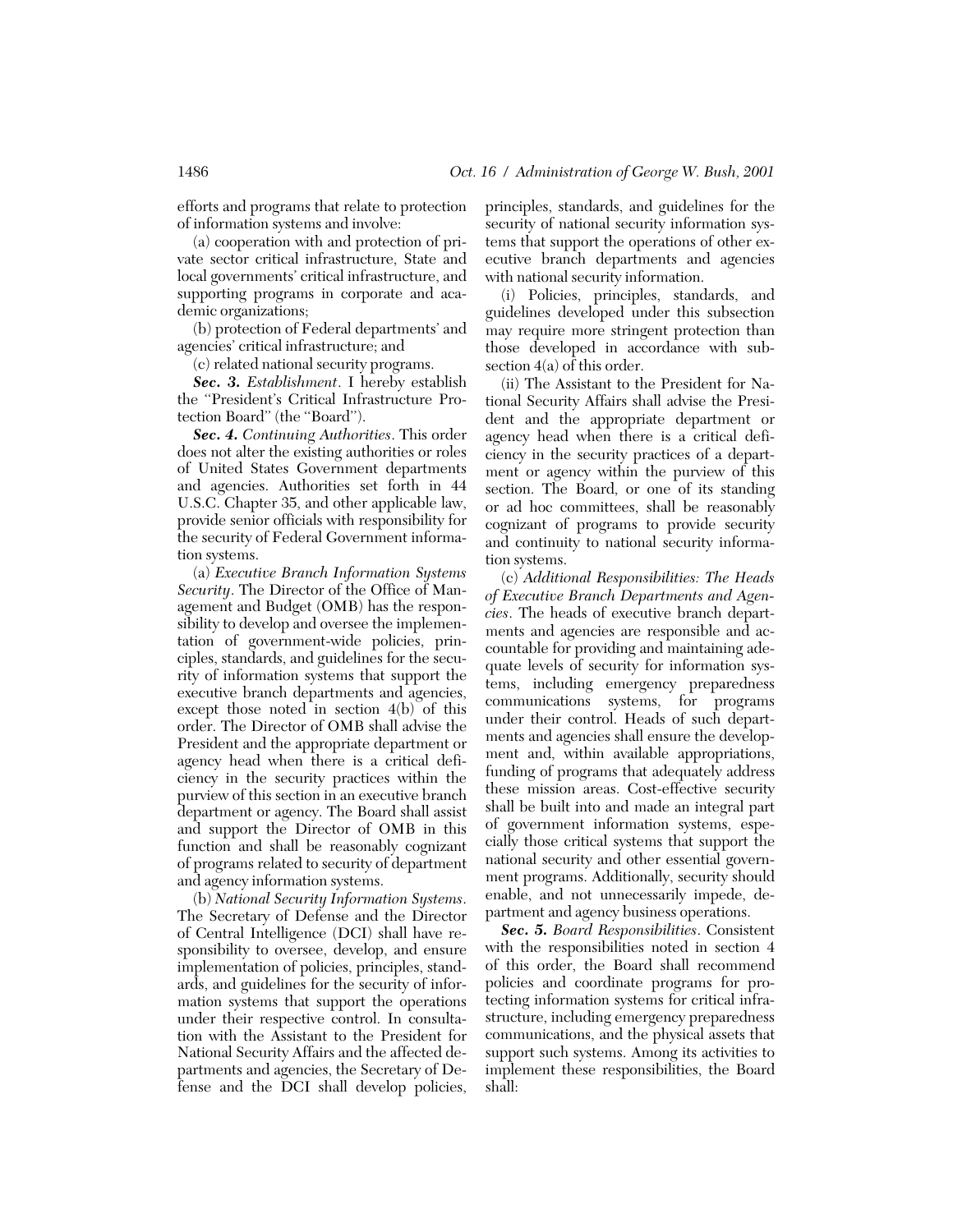efforts and programs that relate to protection of information systems and involve:

(a) cooperation with and protection of private sector critical infrastructure, State and local governments' critical infrastructure, and supporting programs in corporate and academic organizations;

(b) protection of Federal departments' and agencies' critical infrastructure; and

(c) related national security programs.

***Sec. 3.*** *Establishment*. I hereby establish the "President's Critical Infrastructure Protection Board" (the "Board").

***Sec. 4.*** *Continuing Authorities*. This order does not alter the existing authorities or roles of United States Government departments and agencies. Authorities set forth in 44 U.S.C. Chapter 35, and other applicable law, provide senior officials with responsibility for the security of Federal Government information systems.

(a) *Executive Branch Information Systems Security*. The Director of the Office of Management and Budget (OMB) has the responsibility to develop and oversee the implementation of government-wide policies, principles, standards, and guidelines for the security of information systems that support the executive branch departments and agencies, except those noted in section 4(b) of this order. The Director of OMB shall advise the President and the appropriate department or agency head when there is a critical deficiency in the security practices within the purview of this section in an executive branch department or agency. The Board shall assist and support the Director of OMB in this function and shall be reasonably cognizant of programs related to security of department and agency information systems.

(b) *National Security Information Systems*. The Secretary of Defense and the Director of Central Intelligence (DCI) shall have responsibility to oversee, develop, and ensure implementation of policies, principles, standards, and guidelines for the security of information systems that support the operations under their respective control. In consultation with the Assistant to the President for National Security Affairs and the affected departments and agencies, the Secretary of Defense and the DCI shall develop policies, principles, standards, and guidelines for the security of national security information systems that support the operations of other executive branch departments and agencies with national security information.

(i) Policies, principles, standards, and guidelines developed under this subsection may require more stringent protection than those developed in accordance with subsection 4(a) of this order.

(ii) The Assistant to the President for National Security Affairs shall advise the President and the appropriate department or agency head when there is a critical deficiency in the security practices of a department or agency within the purview of this section. The Board, or one of its standing or ad hoc committees, shall be reasonably cognizant of programs to provide security and continuity to national security information systems.

(c) *Additional Responsibilities: The Heads of Executive Branch Departments and Agencies*. The heads of executive branch departments and agencies are responsible and accountable for providing and maintaining adequate levels of security for information systems, including emergency preparedness communications systems, for programs under their control. Heads of such departments and agencies shall ensure the development and, within available appropriations, funding of programs that adequately address these mission areas. Cost-effective security shall be built into and made an integral part of government information systems, especially those critical systems that support the national security and other essential government programs. Additionally, security should enable, and not unnecessarily impede, department and agency business operations.

***Sec. 5.*** *Board Responsibilities*. Consistent with the responsibilities noted in section 4 of this order, the Board shall recommend policies and coordinate programs for protecting information systems for critical infrastructure, including emergency preparedness communications, and the physical assets that support such systems. Among its activities to implement these responsibilities, the Board shall: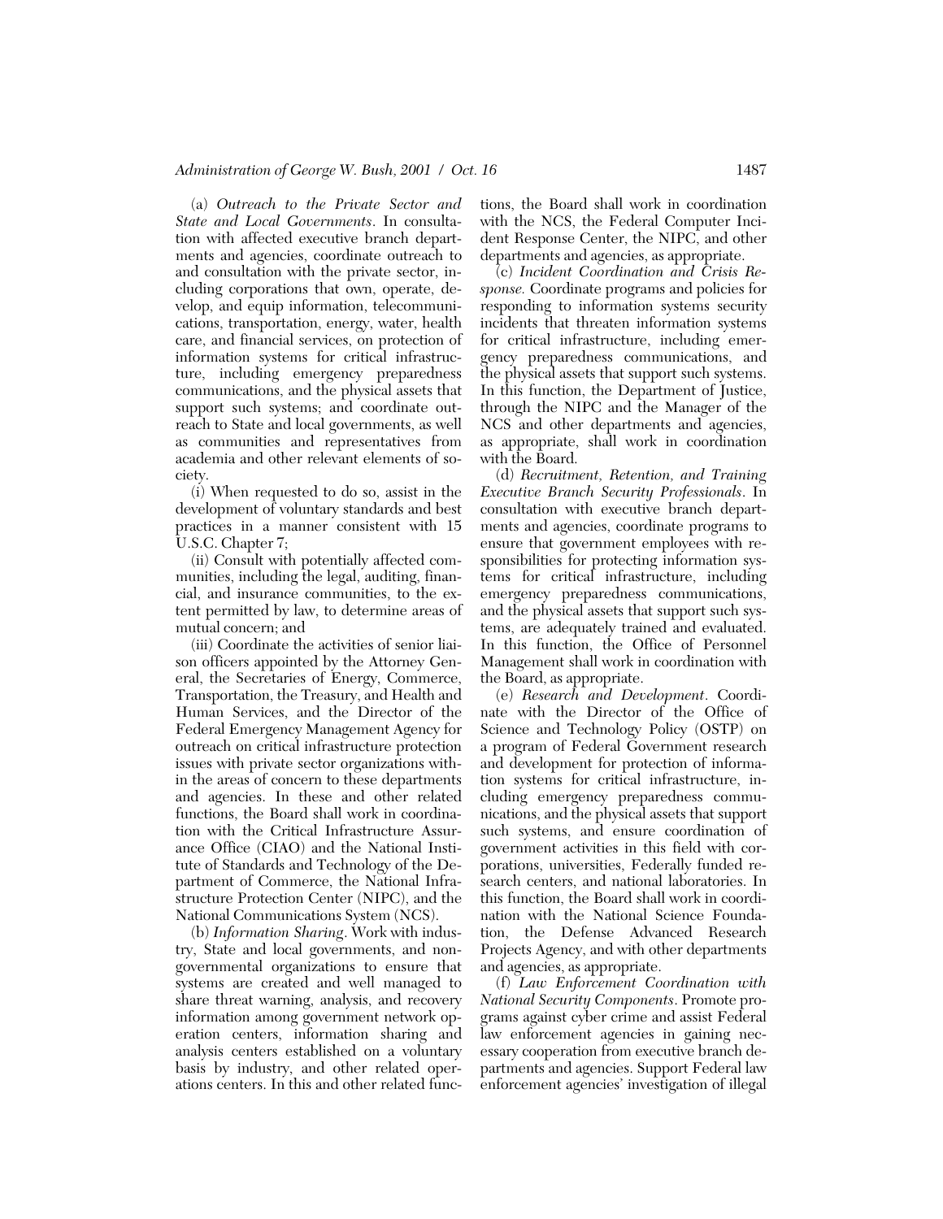(a) *Outreach to the Private Sector and State and Local Governments*. In consultation with affected executive branch departments and agencies, coordinate outreach to and consultation with the private sector, including corporations that own, operate, develop, and equip information, telecommunications, transportation, energy, water, health care, and financial services, on protection of information systems for critical infrastructure, including emergency preparedness communications, and the physical assets that support such systems; and coordinate outreach to State and local governments, as well as communities and representatives from academia and other relevant elements of society.

(i) When requested to do so, assist in the development of voluntary standards and best practices in a manner consistent with 15 U.S.C. Chapter 7;

(ii) Consult with potentially affected communities, including the legal, auditing, financial, and insurance communities, to the extent permitted by law, to determine areas of mutual concern; and

(iii) Coordinate the activities of senior liaison officers appointed by the Attorney General, the Secretaries of Energy, Commerce, Transportation, the Treasury, and Health and Human Services, and the Director of the Federal Emergency Management Agency for outreach on critical infrastructure protection issues with private sector organizations within the areas of concern to these departments and agencies. In these and other related functions, the Board shall work in coordination with the Critical Infrastructure Assurance Office (CIAO) and the National Institute of Standards and Technology of the Department of Commerce, the National Infrastructure Protection Center (NIPC), and the National Communications System (NCS).

(b) *Information Sharing*. Work with industry, State and local governments, and nongovernmental organizations to ensure that systems are created and well managed to share threat warning, analysis, and recovery information among government network operation centers, information sharing and analysis centers established on a voluntary basis by industry, and other related operations centers. In this and other related functions, the Board shall work in coordination with the NCS, the Federal Computer Incident Response Center, the NIPC, and other departments and agencies, as appropriate.

(c) *Incident Coordination and Crisis Response*. Coordinate programs and policies for responding to information systems security incidents that threaten information systems for critical infrastructure, including emergency preparedness communications, and the physical assets that support such systems. In this function, the Department of Justice, through the NIPC and the Manager of the NCS and other departments and agencies, as appropriate, shall work in coordination with the Board.

(d) *Recruitment, Retention, and Training Executive Branch Security Professionals*. In consultation with executive branch departments and agencies, coordinate programs to ensure that government employees with responsibilities for protecting information systems for critical infrastructure, including emergency preparedness communications, and the physical assets that support such systems, are adequately trained and evaluated. In this function, the Office of Personnel Management shall work in coordination with the Board, as appropriate.

(e) *Research and Development*. Coordinate with the Director of the Office of Science and Technology Policy (OSTP) on a program of Federal Government research and development for protection of information systems for critical infrastructure, including emergency preparedness communications, and the physical assets that support such systems, and ensure coordination of government activities in this field with corporations, universities, Federally funded research centers, and national laboratories. In this function, the Board shall work in coordination with the National Science Foundation, the Defense Advanced Research Projects Agency, and with other departments and agencies, as appropriate.

(f) *Law Enforcement Coordination with National Security Components*. Promote programs against cyber crime and assist Federal law enforcement agencies in gaining necessary cooperation from executive branch departments and agencies. Support Federal law enforcement agencies' investigation of illegal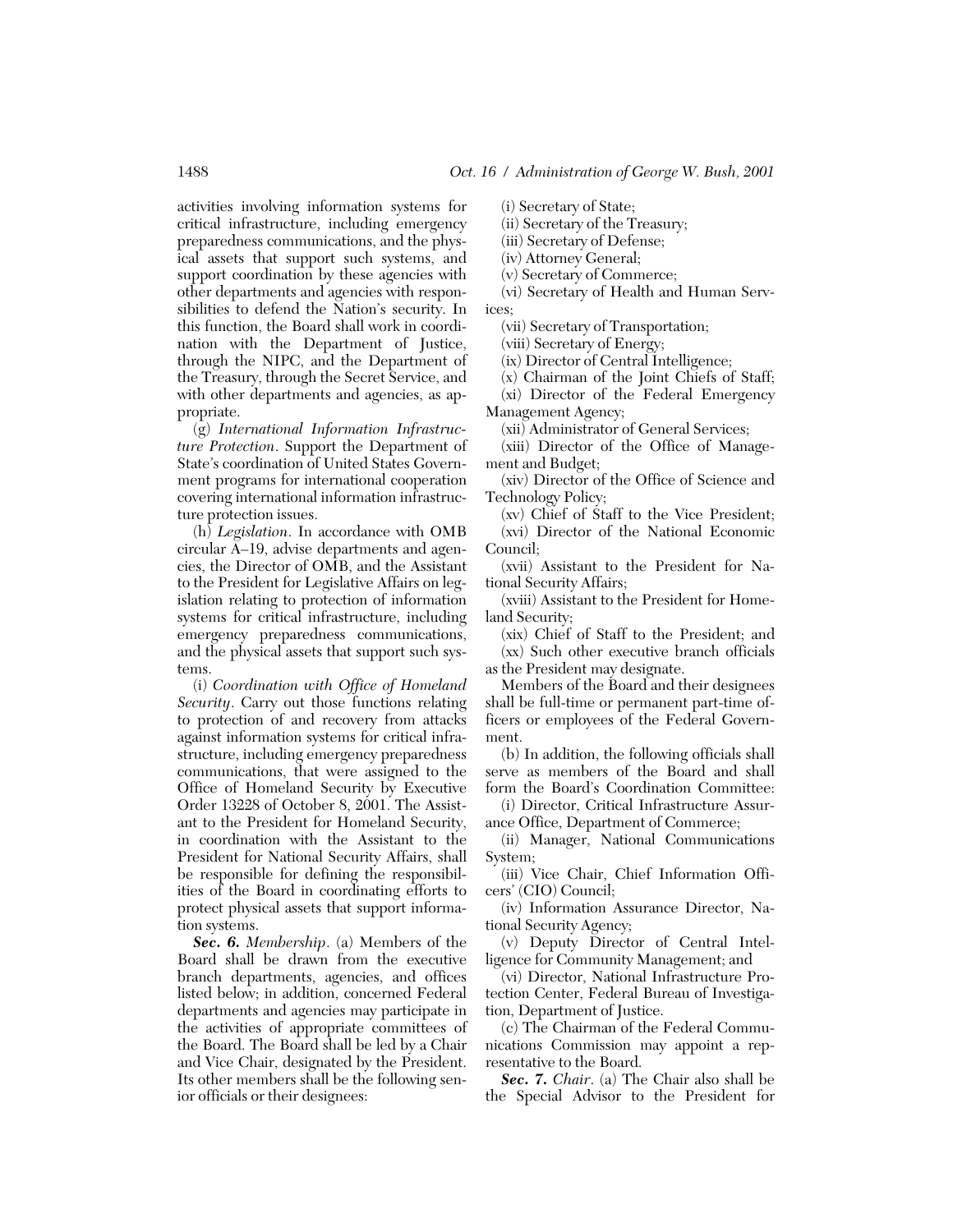activities involving information systems for critical infrastructure, including emergency preparedness communications, and the physical assets that support such systems, and support coordination by these agencies with other departments and agencies with responsibilities to defend the Nation's security. In this function, the Board shall work in coordination with the Department of Justice, through the NIPC, and the Department of the Treasury, through the Secret Service, and with other departments and agencies, as appropriate.

(g) *International Information Infrastructure Protection*. Support the Department of State's coordination of United States Government programs for international cooperation covering international information infrastructure protection issues.

(h) *Legislation*. In accordance with OMB circular A–19, advise departments and agencies, the Director of OMB, and the Assistant to the President for Legislative Affairs on legislation relating to protection of information systems for critical infrastructure, including emergency preparedness communications, and the physical assets that support such systems.

(i) *Coordination with Office of Homeland Security*. Carry out those functions relating to protection of and recovery from attacks against information systems for critical infrastructure, including emergency preparedness communications, that were assigned to the Office of Homeland Security by Executive Order 13228 of October 8, 2001. The Assistant to the President for Homeland Security, in coordination with the Assistant to the President for National Security Affairs, shall be responsible for defining the responsibilities of the Board in coordinating efforts to protect physical assets that support information systems.

***Sec. 6.*** *Membership*. (a) Members of the Board shall be drawn from the executive branch departments, agencies, and offices listed below; in addition, concerned Federal departments and agencies may participate in the activities of appropriate committees of the Board. The Board shall be led by a Chair and Vice Chair, designated by the President. Its other members shall be the following senior officials or their designees:

(i) Secretary of State;

(ii) Secretary of the Treasury;

(iii) Secretary of Defense;

(iv) Attorney General;

(v) Secretary of Commerce;

(vi) Secretary of Health and Human Services;

(vii) Secretary of Transportation;

(viii) Secretary of Energy;

(ix) Director of Central Intelligence;

(x) Chairman of the Joint Chiefs of Staff;

(xi) Director of the Federal Emergency Management Agency;

(xii) Administrator of General Services;

(xiii) Director of the Office of Management and Budget;

(xiv) Director of the Office of Science and Technology Policy;

(xv) Chief of Staff to the Vice President;

(xvi) Director of the National Economic Council;

(xvii) Assistant to the President for National Security Affairs;

(xviii) Assistant to the President for Homeland Security;

(xix) Chief of Staff to the President; and

(xx) Such other executive branch officials as the President may designate.

Members of the Board and their designees shall be full-time or permanent part-time officers or employees of the Federal Government.

(b) In addition, the following officials shall serve as members of the Board and shall form the Board's Coordination Committee:

(i) Director, Critical Infrastructure Assurance Office, Department of Commerce;

(ii) Manager, National Communications System;

(iii) Vice Chair, Chief Information Officers' (CIO) Council;

(iv) Information Assurance Director, National Security Agency;

(v) Deputy Director of Central Intelligence for Community Management; and

(vi) Director, National Infrastructure Protection Center, Federal Bureau of Investigation, Department of Justice.

(c) The Chairman of the Federal Communications Commission may appoint a representative to the Board.

***Sec. 7.*** *Chair*. (a) The Chair also shall be the Special Advisor to the President for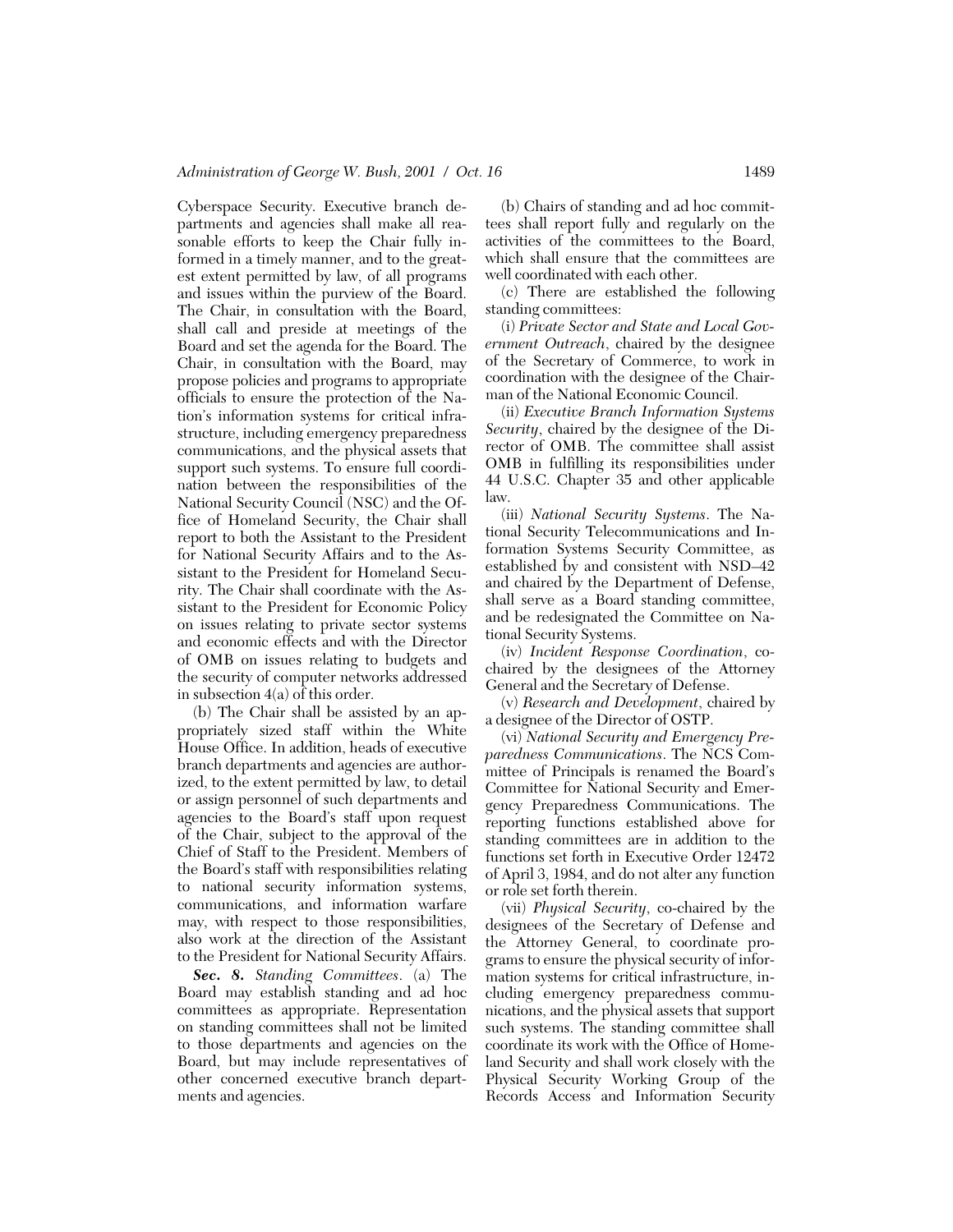Cyberspace Security. Executive branch departments and agencies shall make all reasonable efforts to keep the Chair fully informed in a timely manner, and to the greatest extent permitted by law, of all programs and issues within the purview of the Board. The Chair, in consultation with the Board, shall call and preside at meetings of the Board and set the agenda for the Board. The Chair, in consultation with the Board, may propose policies and programs to appropriate officials to ensure the protection of the Nation's information systems for critical infrastructure, including emergency preparedness communications, and the physical assets that support such systems. To ensure full coordination between the responsibilities of the National Security Council (NSC) and the Office of Homeland Security, the Chair shall report to both the Assistant to the President for National Security Affairs and to the Assistant to the President for Homeland Security. The Chair shall coordinate with the Assistant to the President for Economic Policy on issues relating to private sector systems and economic effects and with the Director of OMB on issues relating to budgets and the security of computer networks addressed in subsection 4(a) of this order.

(b) The Chair shall be assisted by an appropriately sized staff within the White House Office. In addition, heads of executive branch departments and agencies are authorized, to the extent permitted by law, to detail or assign personnel of such departments and agencies to the Board's staff upon request of the Chair, subject to the approval of the Chief of Staff to the President. Members of the Board's staff with responsibilities relating to national security information systems, communications, and information warfare may, with respect to those responsibilities, also work at the direction of the Assistant to the President for National Security Affairs.

***Sec. 8.*** *Standing Committees*. (a) The Board may establish standing and ad hoc committees as appropriate. Representation on standing committees shall not be limited to those departments and agencies on the Board, but may include representatives of other concerned executive branch departments and agencies.

(b) Chairs of standing and ad hoc committees shall report fully and regularly on the activities of the committees to the Board, which shall ensure that the committees are well coordinated with each other.

(c) There are established the following standing committees:

(i) *Private Sector and State and Local Government Outreach*, chaired by the designee of the Secretary of Commerce, to work in coordination with the designee of the Chairman of the National Economic Council.

(ii) *Executive Branch Information Systems Security*, chaired by the designee of the Director of OMB. The committee shall assist OMB in fulfilling its responsibilities under 44 U.S.C. Chapter 35 and other applicable law.

(iii) *National Security Systems*. The National Security Telecommunications and Information Systems Security Committee, as established by and consistent with NSD–42 and chaired by the Department of Defense, shall serve as a Board standing committee, and be redesignated the Committee on National Security Systems.

(iv) *Incident Response Coordination*, co-chaired by the designees of the Attorney General and the Secretary of Defense.

(v) *Research and Development*, chaired by a designee of the Director of OSTP.

(vi) *National Security and Emergency Preparedness Communications*. The NCS Committee of Principals is renamed the Board's Committee for National Security and Emergency Preparedness Communications. The reporting functions established above for standing committees are in addition to the functions set forth in Executive Order 12472 of April 3, 1984, and do not alter any function or role set forth therein.

(vii) *Physical Security*, co-chaired by the designees of the Secretary of Defense and the Attorney General, to coordinate programs to ensure the physical security of information systems for critical infrastructure, including emergency preparedness communications, and the physical assets that support such systems. The standing committee shall coordinate its work with the Office of Homeland Security and shall work closely with the Physical Security Working Group of the Records Access and Information Security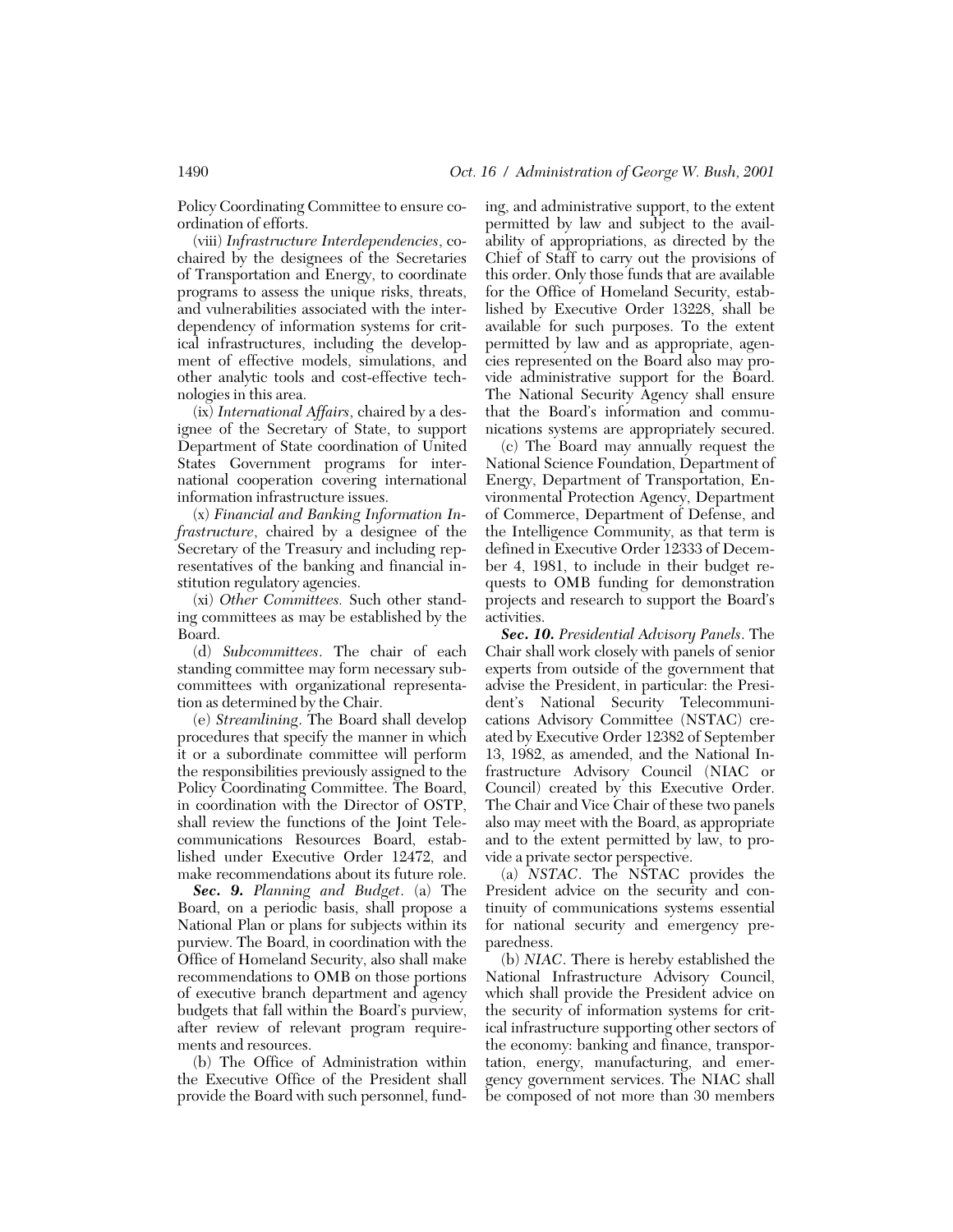Policy Coordinating Committee to ensure coordination of efforts.

(viii) *Infrastructure Interdependencies*, co-chaired by the designees of the Secretaries of Transportation and Energy, to coordinate programs to assess the unique risks, threats, and vulnerabilities associated with the interdependency of information systems for critical infrastructures, including the development of effective models, simulations, and other analytic tools and cost-effective technologies in this area.

(ix) *International Affairs*, chaired by a designee of the Secretary of State, to support Department of State coordination of United States Government programs for international cooperation covering international information infrastructure issues.

(x) *Financial and Banking Information Infrastructure*, chaired by a designee of the Secretary of the Treasury and including representatives of the banking and financial institution regulatory agencies.

(xi) *Other Committees.* Such other standing committees as may be established by the Board.

(d) *Subcommittees*. The chair of each standing committee may form necessary subcommittees with organizational representation as determined by the Chair.

(e) *Streamlining*. The Board shall develop procedures that specify the manner in which it or a subordinate committee will perform the responsibilities previously assigned to the Policy Coordinating Committee. The Board, in coordination with the Director of OSTP, shall review the functions of the Joint Telecommunications Resources Board, established under Executive Order 12472, and make recommendations about its future role.

***Sec. 9.*** *Planning and Budget*. (a) The Board, on a periodic basis, shall propose a National Plan or plans for subjects within its purview. The Board, in coordination with the Office of Homeland Security, also shall make recommendations to OMB on those portions of executive branch department and agency budgets that fall within the Board's purview, after review of relevant program requirements and resources.

(b) The Office of Administration within the Executive Office of the President shall provide the Board with such personnel, funding, and administrative support, to the extent permitted by law and subject to the availability of appropriations, as directed by the Chief of Staff to carry out the provisions of this order. Only those funds that are available for the Office of Homeland Security, established by Executive Order 13228, shall be available for such purposes. To the extent permitted by law and as appropriate, agencies represented on the Board also may provide administrative support for the Board. The National Security Agency shall ensure that the Board's information and communications systems are appropriately secured.

(c) The Board may annually request the National Science Foundation, Department of Energy, Department of Transportation, Environmental Protection Agency, Department of Commerce, Department of Defense, and the Intelligence Community, as that term is defined in Executive Order 12333 of December 4, 1981, to include in their budget requests to OMB funding for demonstration projects and research to support the Board's activities.

***Sec. 10.*** *Presidential Advisory Panels*. The Chair shall work closely with panels of senior experts from outside of the government that advise the President, in particular: the President's National Security Telecommunications Advisory Committee (NSTAC) created by Executive Order 12382 of September 13, 1982, as amended, and the National Infrastructure Advisory Council (NIAC or Council) created by this Executive Order. The Chair and Vice Chair of these two panels also may meet with the Board, as appropriate and to the extent permitted by law, to provide a private sector perspective.

(a) *NSTAC*. The NSTAC provides the President advice on the security and continuity of communications systems essential for national security and emergency preparedness.

(b) *NIAC*. There is hereby established the National Infrastructure Advisory Council, which shall provide the President advice on the security of information systems for critical infrastructure supporting other sectors of the economy: banking and finance, transportation, energy, manufacturing, and emergency government services. The NIAC shall be composed of not more than 30 members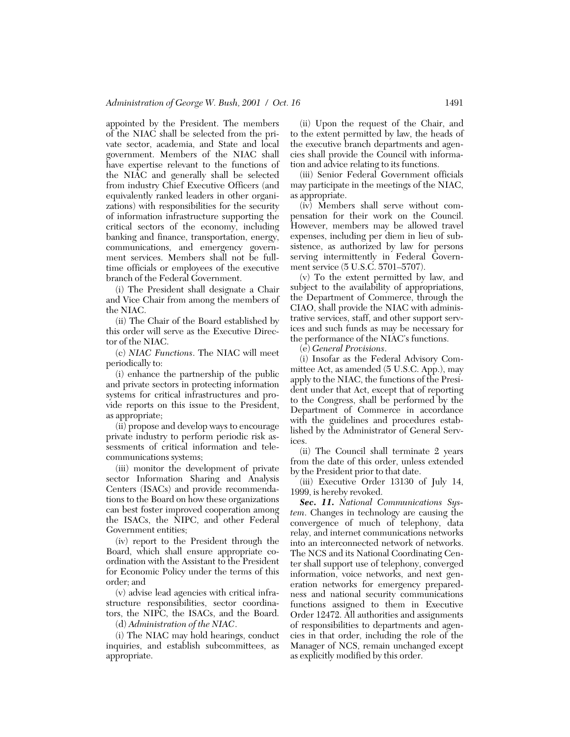appointed by the President. The members of the NIAC shall be selected from the private sector, academia, and State and local government. Members of the NIAC shall have expertise relevant to the functions of the NIAC and generally shall be selected from industry Chief Executive Officers (and equivalently ranked leaders in other organizations) with responsibilities for the security of information infrastructure supporting the critical sectors of the economy, including banking and finance, transportation, energy, communications, and emergency government services. Members shall not be full-time officials or employees of the executive branch of the Federal Government.

(i) The President shall designate a Chair and Vice Chair from among the members of the NIAC.

(ii) The Chair of the Board established by this order will serve as the Executive Director of the NIAC.

(c) *NIAC Functions*. The NIAC will meet periodically to:

(i) enhance the partnership of the public and private sectors in protecting information systems for critical infrastructures and provide reports on this issue to the President, as appropriate;

(ii) propose and develop ways to encourage private industry to perform periodic risk assessments of critical information and telecommunications systems;

(iii) monitor the development of private sector Information Sharing and Analysis Centers (ISACs) and provide recommendations to the Board on how these organizations can best foster improved cooperation among the ISACs, the NIPC, and other Federal Government entities;

(iv) report to the President through the Board, which shall ensure appropriate coordination with the Assistant to the President for Economic Policy under the terms of this order; and

(v) advise lead agencies with critical infrastructure responsibilities, sector coordinators, the NIPC, the ISACs, and the Board.

(d) *Administration of the NIAC*.

(i) The NIAC may hold hearings, conduct inquiries, and establish subcommittees, as appropriate.

(ii) Upon the request of the Chair, and to the extent permitted by law, the heads of the executive branch departments and agencies shall provide the Council with information and advice relating to its functions.

(iii) Senior Federal Government officials may participate in the meetings of the NIAC, as appropriate.

(iv) Members shall serve without compensation for their work on the Council. However, members may be allowed travel expenses, including per diem in lieu of subsistence, as authorized by law for persons serving intermittently in Federal Government service (5 U.S.C. 5701–5707).

(v) To the extent permitted by law, and subject to the availability of appropriations, the Department of Commerce, through the CIAO, shall provide the NIAC with administrative services, staff, and other support services and such funds as may be necessary for the performance of the NIAC's functions.

(e) *General Provisions*.

(i) Insofar as the Federal Advisory Committee Act, as amended (5 U.S.C. App.), may apply to the NIAC, the functions of the President under that Act, except that of reporting to the Congress, shall be performed by the Department of Commerce in accordance with the guidelines and procedures established by the Administrator of General Services.

(ii) The Council shall terminate 2 years from the date of this order, unless extended by the President prior to that date.

(iii) Executive Order 13130 of July 14, 1999, is hereby revoked.

***Sec. 11.*** *National Communications System*. Changes in technology are causing the convergence of much of telephony, data relay, and internet communications networks into an interconnected network of networks. The NCS and its National Coordinating Center shall support use of telephony, converged information, voice networks, and next generation networks for emergency preparedness and national security communications functions assigned to them in Executive Order 12472. All authorities and assignments of responsibilities to departments and agencies in that order, including the role of the Manager of NCS, remain unchanged except as explicitly modified by this order.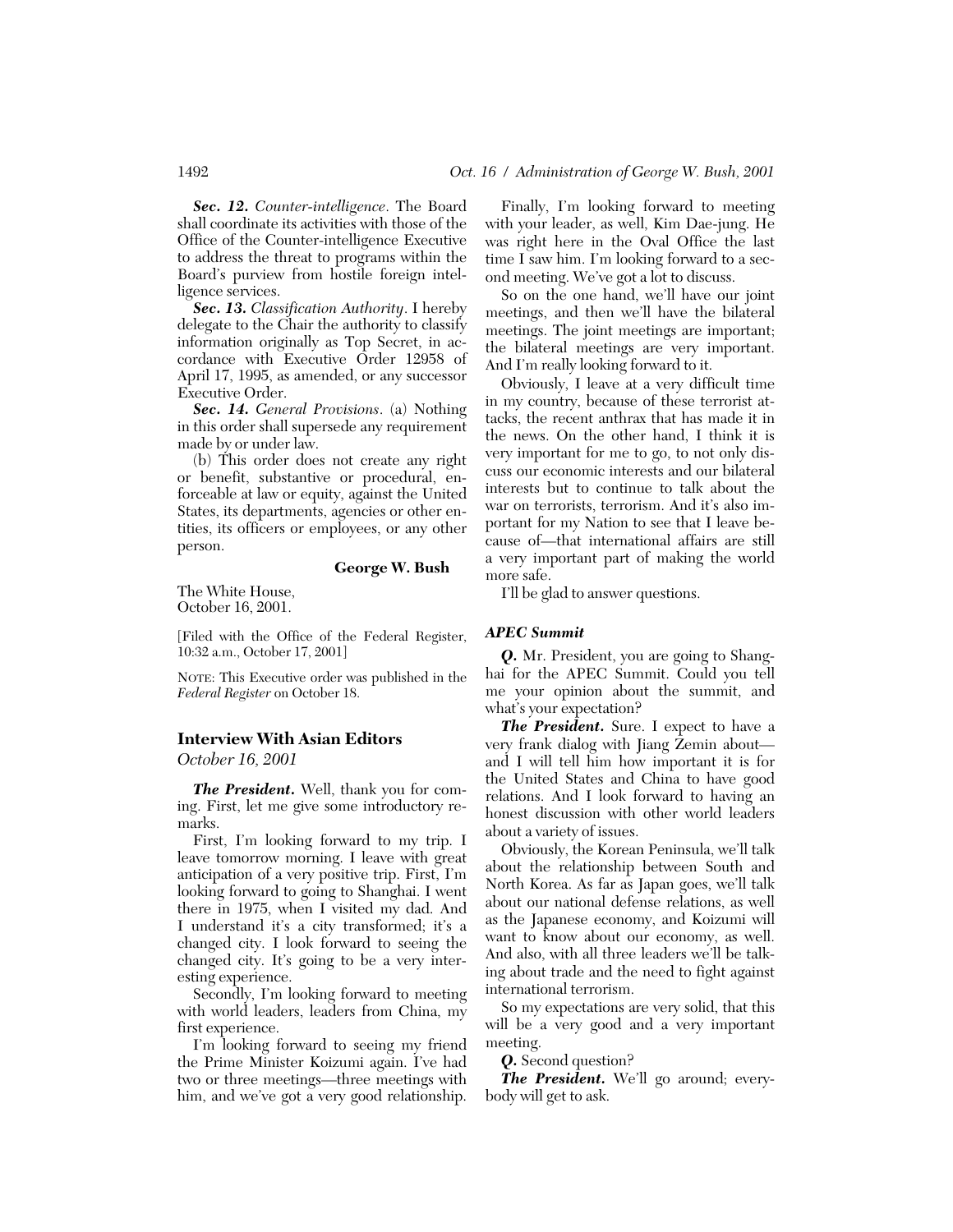*Sec. 12. Counter-intelligence*. The Board shall coordinate its activities with those of the Office of the Counter-intelligence Executive to address the threat to programs within the Board's purview from hostile foreign intelligence services.

*Sec. 13. Classification Authority*. I hereby delegate to the Chair the authority to classify information originally as Top Secret, in accordance with Executive Order 12958 of April 17, 1995, as amended, or any successor Executive Order.

*Sec. 14. General Provisions*. (a) Nothing in this order shall supersede any requirement made by or under law.

(b) This order does not create any right or benefit, substantive or procedural, enforceable at law or equity, against the United States, its departments, agencies or other entities, its officers or employees, or any other person.

**George W. Bush**

The White House,
October 16, 2001.

[Filed with the Office of the Federal Register, 10:32 a.m., October 17, 2001]

NOTE: This Executive order was published in the *Federal Register* on October 18.

## Interview With Asian Editors
*October 16, 2001*

***The President.*** Well, thank you for coming. First, let me give some introductory remarks.

First, I'm looking forward to my trip. I leave tomorrow morning. I leave with great anticipation of a very positive trip. First, I'm looking forward to going to Shanghai. I went there in 1975, when I visited my dad. And I understand it's a city transformed; it's a changed city. I look forward to seeing the changed city. It's going to be a very interesting experience.

Secondly, I'm looking forward to meeting with world leaders, leaders from China, my first experience.

I'm looking forward to seeing my friend the Prime Minister Koizumi again. I've had two or three meetings—three meetings with him, and we've got a very good relationship.

Finally, I'm looking forward to meeting with your leader, as well, Kim Dae-jung. He was right here in the Oval Office the last time I saw him. I'm looking forward to a second meeting. We've got a lot to discuss.

So on the one hand, we'll have our joint meetings, and then we'll have the bilateral meetings. The joint meetings are important; the bilateral meetings are very important. And I'm really looking forward to it.

Obviously, I leave at a very difficult time in my country, because of these terrorist attacks, the recent anthrax that has made it in the news. On the other hand, I think it is very important for me to go, to not only discuss our economic interests and our bilateral interests but to continue to talk about the war on terrorists, terrorism. And it's also important for my Nation to see that I leave because of—that international affairs are still a very important part of making the world more safe.

I'll be glad to answer questions.

### *APEC Summit*

***Q.*** Mr. President, you are going to Shanghai for the APEC Summit. Could you tell me your opinion about the summit, and what's your expectation?

***The President.*** Sure. I expect to have a very frank dialog with Jiang Zemin about—and I will tell him how important it is for the United States and China to have good relations. And I look forward to having an honest discussion with other world leaders about a variety of issues.

Obviously, the Korean Peninsula, we'll talk about the relationship between South and North Korea. As far as Japan goes, we'll talk about our national defense relations, as well as the Japanese economy, and Koizumi will want to know about our economy, as well. And also, with all three leaders we'll be talking about trade and the need to fight against international terrorism.

So my expectations are very solid, that this will be a very good and a very important meeting.

***Q.*** Second question?

***The President.*** We'll go around; everybody will get to ask.